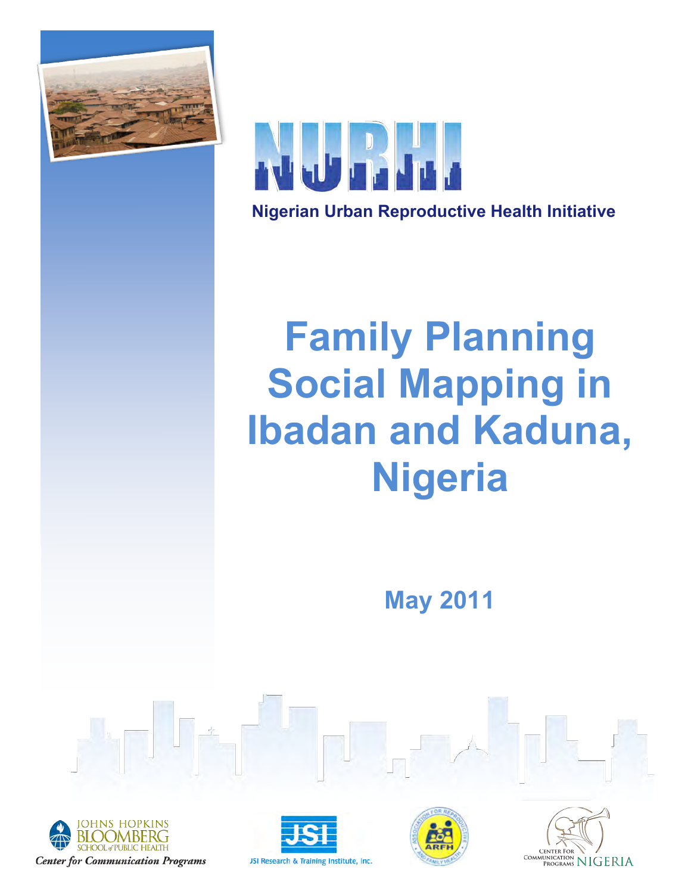NURHI

Nigerian Urban Reproductive Health Initiative

# Family Planning Social Mapping in Ibadan and Kaduna, Nigeria

May 2011

Johns Hopkins Bloomberg School of Public Health
Center for Communication Programs

JSI Research & Training Institute, Inc.

Association for Reproductive and Family Health (ARFH)

Center for Communication Programs Nigeria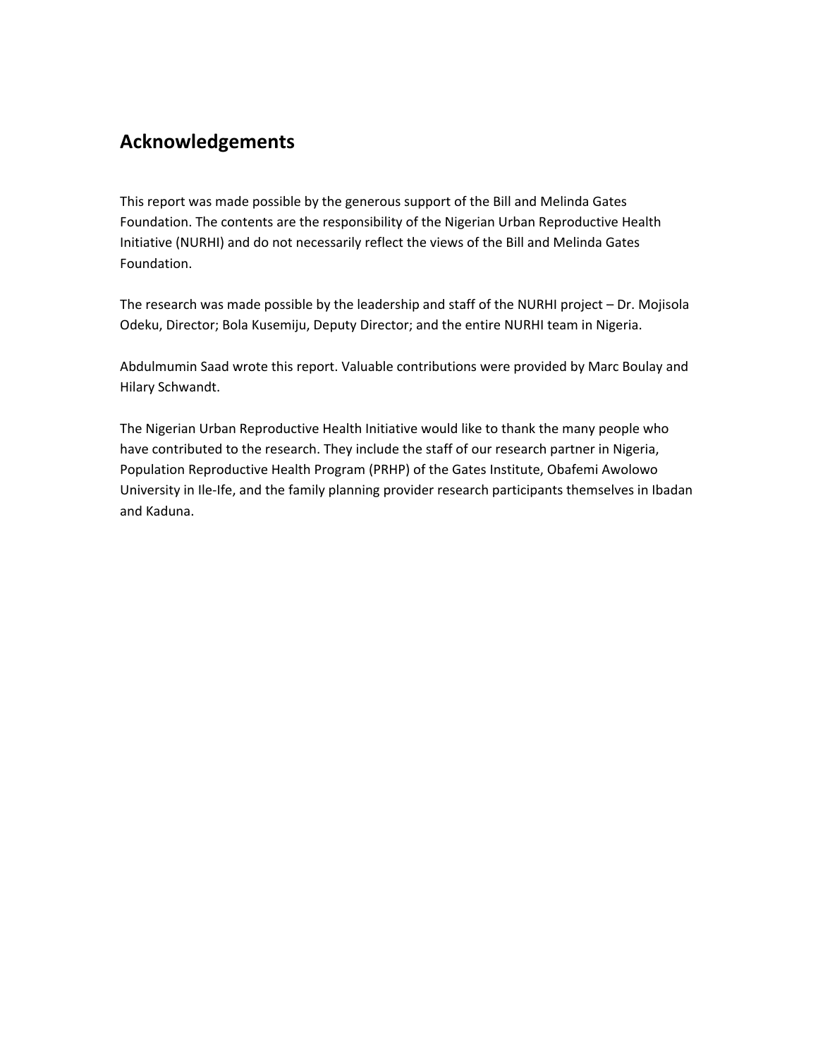## Acknowledgements

This report was made possible by the generous support of the Bill and Melinda Gates Foundation. The contents are the responsibility of the Nigerian Urban Reproductive Health Initiative (NURHI) and do not necessarily reflect the views of the Bill and Melinda Gates Foundation.

The research was made possible by the leadership and staff of the NURHI project – Dr. Mojisola Odeku, Director; Bola Kusemiju, Deputy Director; and the entire NURHI team in Nigeria.

Abdulmumin Saad wrote this report. Valuable contributions were provided by Marc Boulay and Hilary Schwandt.

The Nigerian Urban Reproductive Health Initiative would like to thank the many people who have contributed to the research. They include the staff of our research partner in Nigeria, Population Reproductive Health Program (PRHP) of the Gates Institute, Obafemi Awolowo University in Ile-Ife, and the family planning provider research participants themselves in Ibadan and Kaduna.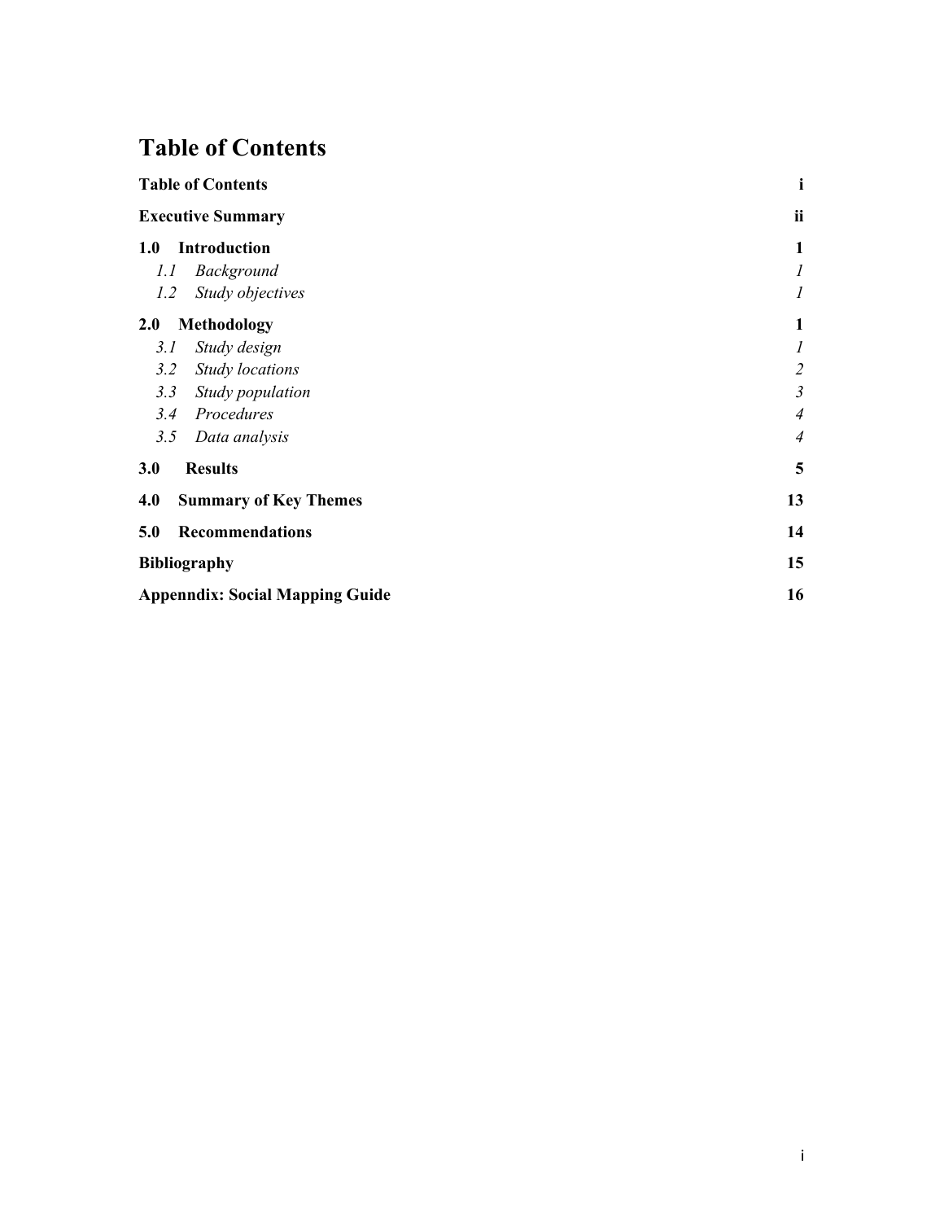# Table of Contents

| | |
|---|---|
| **Table of Contents** | **i** |
| **Executive Summary** | **ii** |
| **1.0 Introduction** | **1** |
| *1.1 Background* | *1* |
| *1.2 Study objectives* | *1* |
| **2.0 Methodology** | **1** |
| *3.1 Study design* | *1* |
| *3.2 Study locations* | *2* |
| *3.3 Study population* | *3* |
| *3.4 Procedures* | *4* |
| *3.5 Data analysis* | *4* |
| **3.0 Results** | **5** |
| **4.0 Summary of Key Themes** | **13** |
| **5.0 Recommendations** | **14** |
| **Bibliography** | **15** |
| **Appenndix: Social Mapping Guide** | **16** |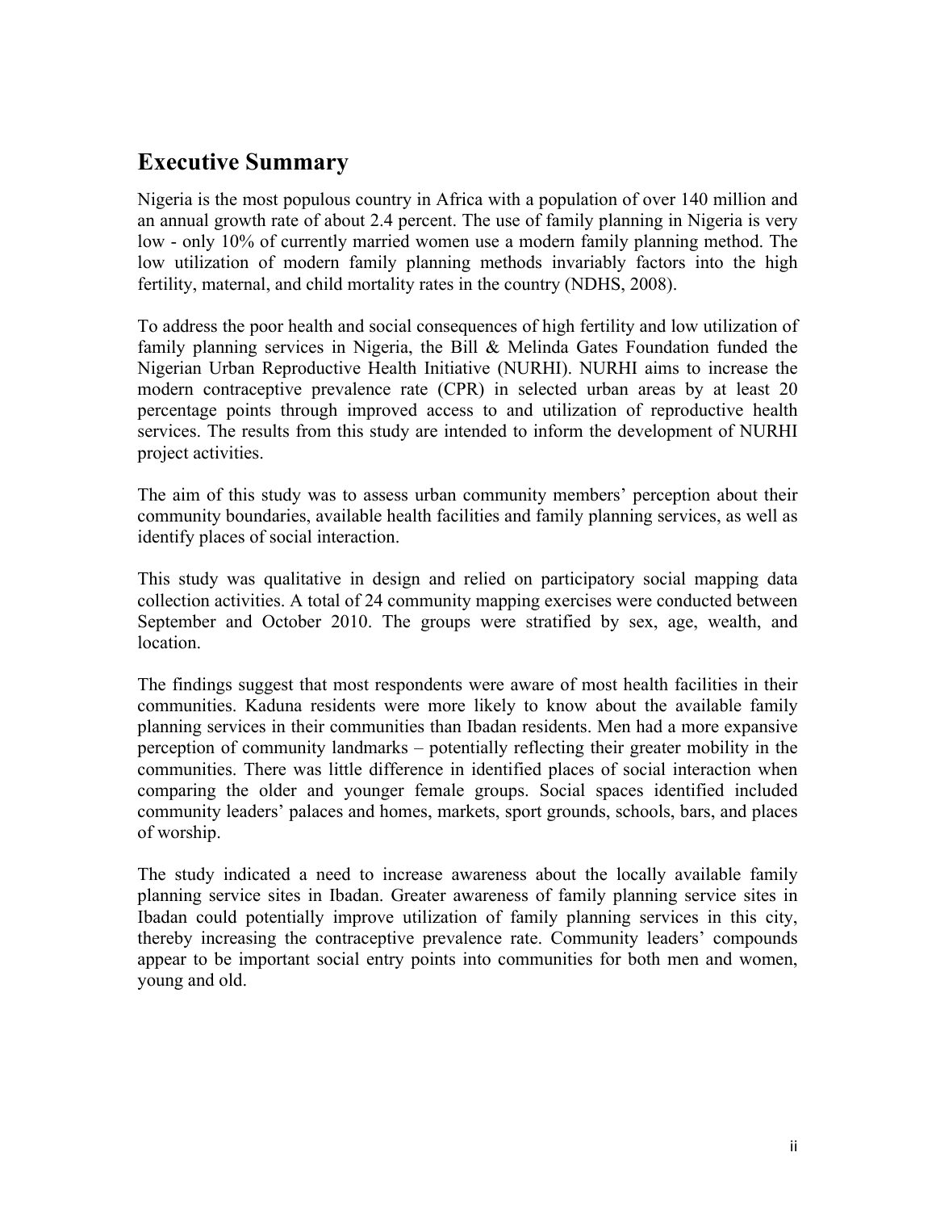## Executive Summary

Nigeria is the most populous country in Africa with a population of over 140 million and an annual growth rate of about 2.4 percent. The use of family planning in Nigeria is very low - only 10% of currently married women use a modern family planning method. The low utilization of modern family planning methods invariably factors into the high fertility, maternal, and child mortality rates in the country (NDHS, 2008).

To address the poor health and social consequences of high fertility and low utilization of family planning services in Nigeria, the Bill & Melinda Gates Foundation funded the Nigerian Urban Reproductive Health Initiative (NURHI). NURHI aims to increase the modern contraceptive prevalence rate (CPR) in selected urban areas by at least 20 percentage points through improved access to and utilization of reproductive health services. The results from this study are intended to inform the development of NURHI project activities.

The aim of this study was to assess urban community members' perception about their community boundaries, available health facilities and family planning services, as well as identify places of social interaction.

This study was qualitative in design and relied on participatory social mapping data collection activities. A total of 24 community mapping exercises were conducted between September and October 2010. The groups were stratified by sex, age, wealth, and location.

The findings suggest that most respondents were aware of most health facilities in their communities. Kaduna residents were more likely to know about the available family planning services in their communities than Ibadan residents. Men had a more expansive perception of community landmarks – potentially reflecting their greater mobility in the communities. There was little difference in identified places of social interaction when comparing the older and younger female groups. Social spaces identified included community leaders' palaces and homes, markets, sport grounds, schools, bars, and places of worship.

The study indicated a need to increase awareness about the locally available family planning service sites in Ibadan. Greater awareness of family planning service sites in Ibadan could potentially improve utilization of family planning services in this city, thereby increasing the contraceptive prevalence rate. Community leaders' compounds appear to be important social entry points into communities for both men and women, young and old.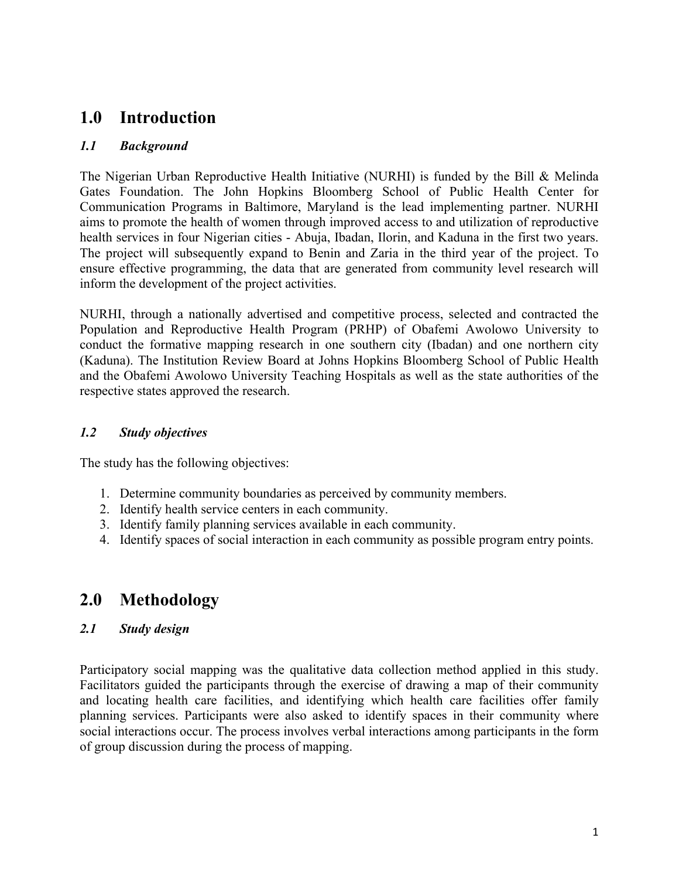# 1.0 Introduction

### *1.1 Background*

The Nigerian Urban Reproductive Health Initiative (NURHI) is funded by the Bill & Melinda Gates Foundation. The John Hopkins Bloomberg School of Public Health Center for Communication Programs in Baltimore, Maryland is the lead implementing partner. NURHI aims to promote the health of women through improved access to and utilization of reproductive health services in four Nigerian cities - Abuja, Ibadan, Ilorin, and Kaduna in the first two years. The project will subsequently expand to Benin and Zaria in the third year of the project. To ensure effective programming, the data that are generated from community level research will inform the development of the project activities.

NURHI, through a nationally advertised and competitive process, selected and contracted the Population and Reproductive Health Program (PRHP) of Obafemi Awolowo University to conduct the formative mapping research in one southern city (Ibadan) and one northern city (Kaduna). The Institution Review Board at Johns Hopkins Bloomberg School of Public Health and the Obafemi Awolowo University Teaching Hospitals as well as the state authorities of the respective states approved the research.

### *1.2 Study objectives*

The study has the following objectives:

1. Determine community boundaries as perceived by community members.
2. Identify health service centers in each community.
3. Identify family planning services available in each community.
4. Identify spaces of social interaction in each community as possible program entry points.

# 2.0 Methodology

### *2.1 Study design*

Participatory social mapping was the qualitative data collection method applied in this study. Facilitators guided the participants through the exercise of drawing a map of their community and locating health care facilities, and identifying which health care facilities offer family planning services. Participants were also asked to identify spaces in their community where social interactions occur. The process involves verbal interactions among participants in the form of group discussion during the process of mapping.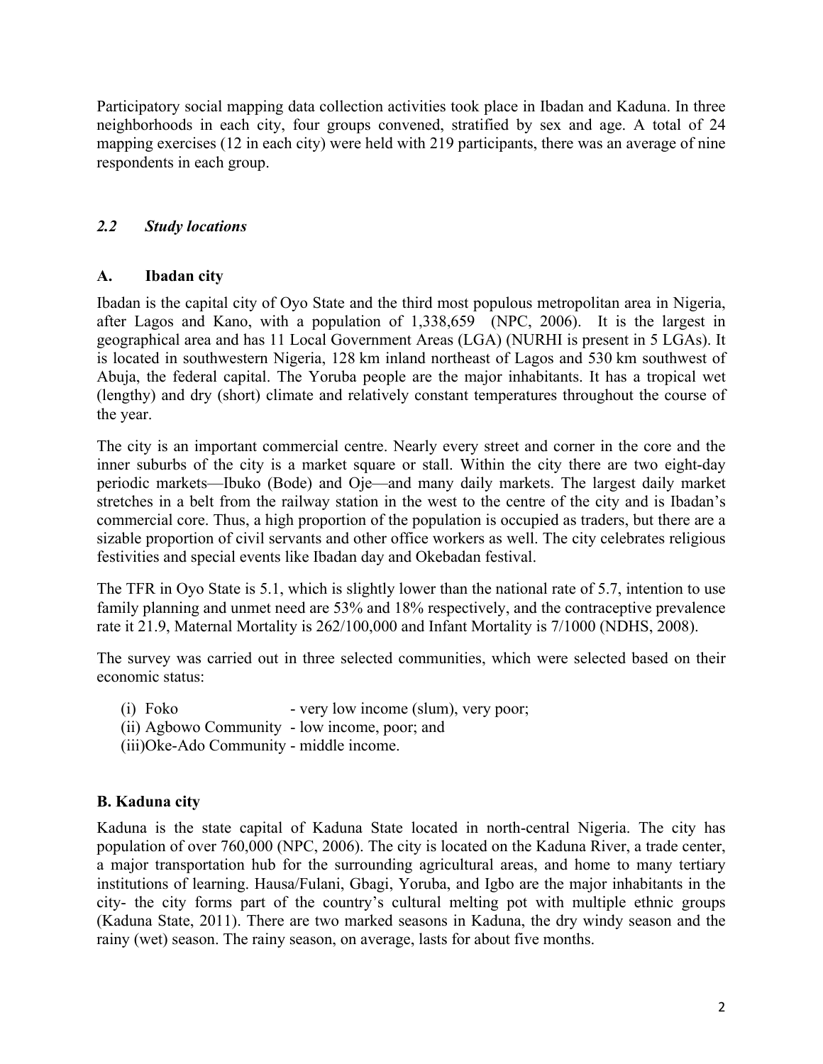Participatory social mapping data collection activities took place in Ibadan and Kaduna. In three neighborhoods in each city, four groups convened, stratified by sex and age. A total of 24 mapping exercises (12 in each city) were held with 219 participants, there was an average of nine respondents in each group.

### *2.2 Study locations*

#### A. Ibadan city

Ibadan is the capital city of Oyo State and the third most populous metropolitan area in Nigeria, after Lagos and Kano, with a population of 1,338,659 (NPC, 2006). It is the largest in geographical area and has 11 Local Government Areas (LGA) (NURHI is present in 5 LGAs). It is located in southwestern Nigeria, 128 km inland northeast of Lagos and 530 km southwest of Abuja, the federal capital. The Yoruba people are the major inhabitants. It has a tropical wet (lengthy) and dry (short) climate and relatively constant temperatures throughout the course of the year.

The city is an important commercial centre. Nearly every street and corner in the core and the inner suburbs of the city is a market square or stall. Within the city there are two eight-day periodic markets—Ibuko (Bode) and Oje—and many daily markets. The largest daily market stretches in a belt from the railway station in the west to the centre of the city and is Ibadan's commercial core. Thus, a high proportion of the population is occupied as traders, but there are a sizable proportion of civil servants and other office workers as well. The city celebrates religious festivities and special events like Ibadan day and Okebadan festival.

The TFR in Oyo State is 5.1, which is slightly lower than the national rate of 5.7, intention to use family planning and unmet need are 53% and 18% respectively, and the contraceptive prevalence rate it 21.9, Maternal Mortality is 262/100,000 and Infant Mortality is 7/1000 (NDHS, 2008).

The survey was carried out in three selected communities, which were selected based on their economic status:

(i) Foko - very low income (slum), very poor;
(ii) Agbowo Community - low income, poor; and
(iii)Oke-Ado Community - middle income.

#### B. Kaduna city

Kaduna is the state capital of Kaduna State located in north-central Nigeria. The city has population of over 760,000 (NPC, 2006). The city is located on the Kaduna River, a trade center, a major transportation hub for the surrounding agricultural areas, and home to many tertiary institutions of learning. Hausa/Fulani, Gbagi, Yoruba, and Igbo are the major inhabitants in the city- the city forms part of the country's cultural melting pot with multiple ethnic groups (Kaduna State, 2011). There are two marked seasons in Kaduna, the dry windy season and the rainy (wet) season. The rainy season, on average, lasts for about five months.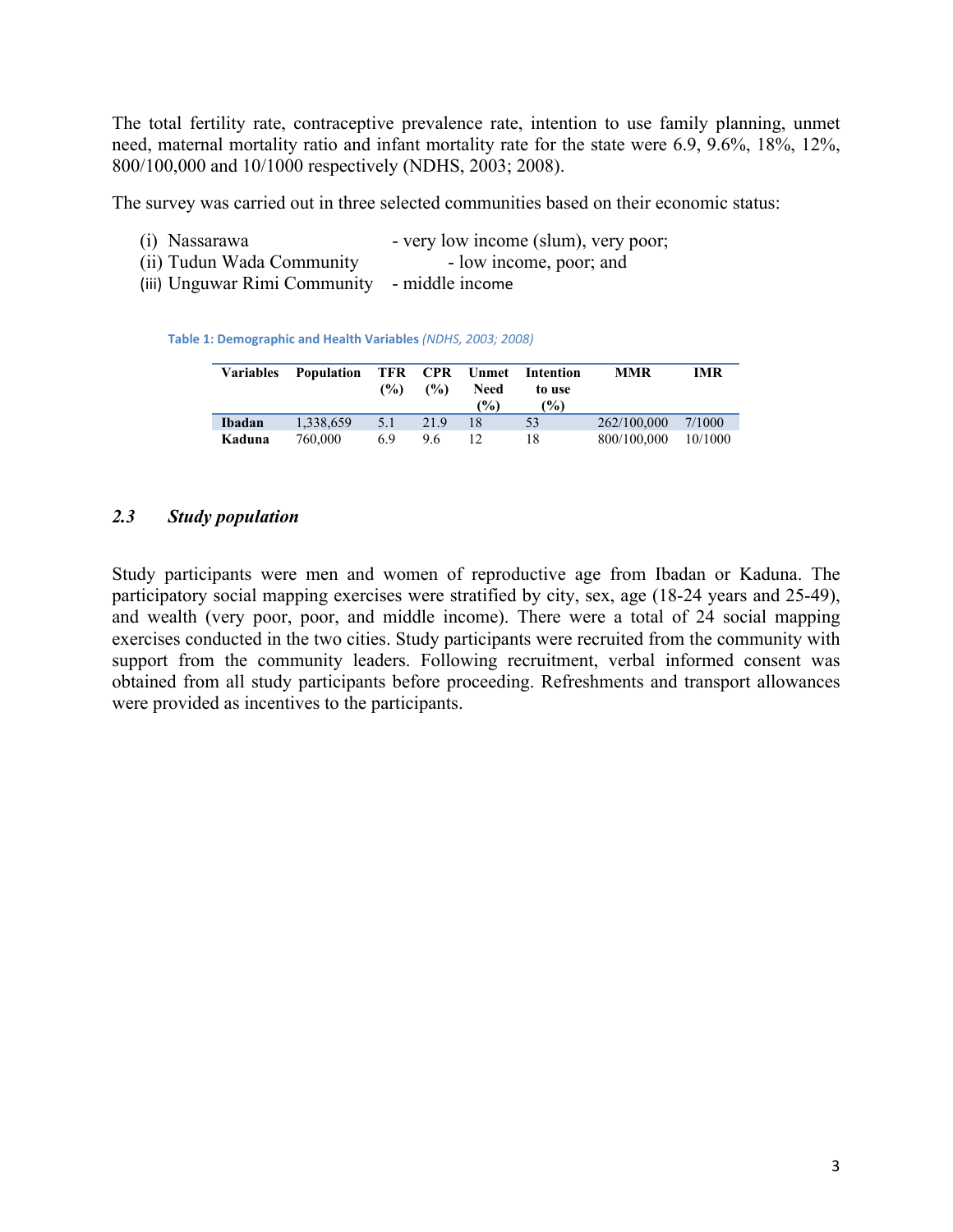The total fertility rate, contraceptive prevalence rate, intention to use family planning, unmet need, maternal mortality ratio and infant mortality rate for the state were 6.9, 9.6%, 18%, 12%, 800/100,000 and 10/1000 respectively (NDHS, 2003; 2008).

The survey was carried out in three selected communities based on their economic status:

(i) Nassarawa - very low income (slum), very poor;
(ii) Tudun Wada Community - low income, poor; and
(iii) Unguwar Rimi Community - middle income

**Table 1: Demographic and Health Variables** *(NDHS, 2003; 2008)*

| Variables | Population | TFR (%) | CPR (%) | Unmet Need (%) | Intention to use (%) | MMR | IMR |
|---|---|---|---|---|---|---|---|
| **Ibadan** | 1,338,659 | 5.1 | 21.9 | 18 | 53 | 262/100,000 | 7/1000 |
| **Kaduna** | 760,000 | 6.9 | 9.6 | 12 | 18 | 800/100,000 | 10/1000 |

### *2.3 Study population*

Study participants were men and women of reproductive age from Ibadan or Kaduna. The participatory social mapping exercises were stratified by city, sex, age (18-24 years and 25-49), and wealth (very poor, poor, and middle income). There were a total of 24 social mapping exercises conducted in the two cities. Study participants were recruited from the community with support from the community leaders. Following recruitment, verbal informed consent was obtained from all study participants before proceeding. Refreshments and transport allowances were provided as incentives to the participants.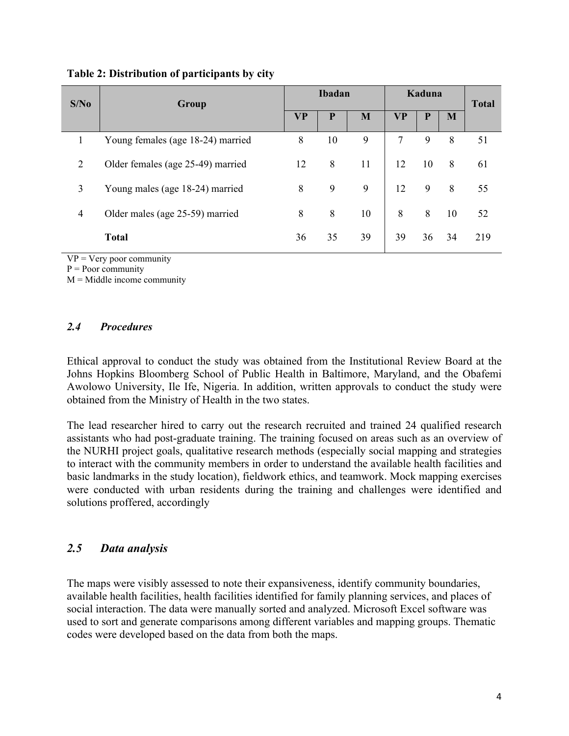**Table 2: Distribution of participants by city**

| S/No | Group | Ibadan | | | Kaduna | | | Total |
|---|---|---|---|---|---|---|---|---|
| | | VP | P | M | VP | P | M | |
| 1 | Young females (age 18-24) married | 8 | 10 | 9 | 7 | 9 | 8 | 51 |
| 2 | Older females (age 25-49) married | 12 | 8 | 11 | 12 | 10 | 8 | 61 |
| 3 | Young males (age 18-24) married | 8 | 9 | 9 | 12 | 9 | 8 | 55 |
| 4 | Older males (age 25-59) married | 8 | 8 | 10 | 8 | 8 | 10 | 52 |
| | **Total** | 36 | 35 | 39 | 39 | 36 | 34 | 219 |

VP = Very poor community
P = Poor community
M = Middle income community

## *2.4 Procedures*

Ethical approval to conduct the study was obtained from the Institutional Review Board at the Johns Hopkins Bloomberg School of Public Health in Baltimore, Maryland, and the Obafemi Awolowo University, Ile Ife, Nigeria. In addition, written approvals to conduct the study were obtained from the Ministry of Health in the two states.

The lead researcher hired to carry out the research recruited and trained 24 qualified research assistants who had post-graduate training. The training focused on areas such as an overview of the NURHI project goals, qualitative research methods (especially social mapping and strategies to interact with the community members in order to understand the available health facilities and basic landmarks in the study location), fieldwork ethics, and teamwork. Mock mapping exercises were conducted with urban residents during the training and challenges were identified and solutions proffered, accordingly

## *2.5 Data analysis*

The maps were visibly assessed to note their expansiveness, identify community boundaries, available health facilities, health facilities identified for family planning services, and places of social interaction. The data were manually sorted and analyzed. Microsoft Excel software was used to sort and generate comparisons among different variables and mapping groups. Thematic codes were developed based on the data from both the maps.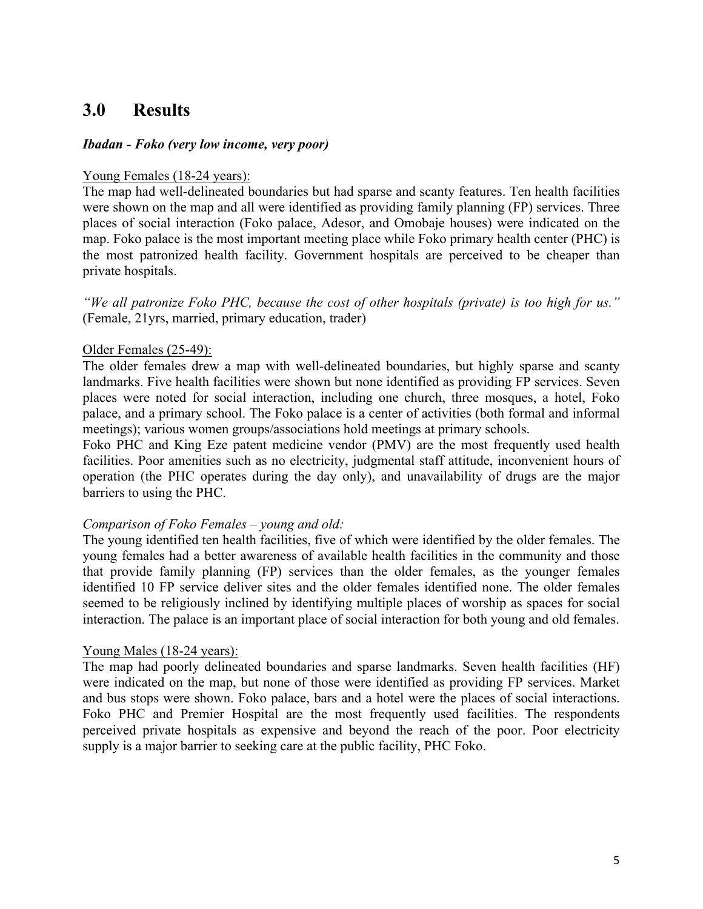## 3.0 Results

***Ibadan - Foko (very low income, very poor)***

Young Females (18-24 years):

The map had well-delineated boundaries but had sparse and scanty features. Ten health facilities were shown on the map and all were identified as providing family planning (FP) services. Three places of social interaction (Foko palace, Adesor, and Omobaje houses) were indicated on the map. Foko palace is the most important meeting place while Foko primary health center (PHC) is the most patronized health facility. Government hospitals are perceived to be cheaper than private hospitals.

*"We all patronize Foko PHC, because the cost of other hospitals (private) is too high for us."* (Female, 21yrs, married, primary education, trader)

Older Females (25-49):

The older females drew a map with well-delineated boundaries, but highly sparse and scanty landmarks. Five health facilities were shown but none identified as providing FP services. Seven places were noted for social interaction, including one church, three mosques, a hotel, Foko palace, and a primary school. The Foko palace is a center of activities (both formal and informal meetings); various women groups/associations hold meetings at primary schools.

Foko PHC and King Eze patent medicine vendor (PMV) are the most frequently used health facilities. Poor amenities such as no electricity, judgmental staff attitude, inconvenient hours of operation (the PHC operates during the day only), and unavailability of drugs are the major barriers to using the PHC.

*Comparison of Foko Females – young and old:*

The young identified ten health facilities, five of which were identified by the older females. The young females had a better awareness of available health facilities in the community and those that provide family planning (FP) services than the older females, as the younger females identified 10 FP service deliver sites and the older females identified none. The older females seemed to be religiously inclined by identifying multiple places of worship as spaces for social interaction. The palace is an important place of social interaction for both young and old females.

Young Males (18-24 years):

The map had poorly delineated boundaries and sparse landmarks. Seven health facilities (HF) were indicated on the map, but none of those were identified as providing FP services. Market and bus stops were shown. Foko palace, bars and a hotel were the places of social interactions. Foko PHC and Premier Hospital are the most frequently used facilities. The respondents perceived private hospitals as expensive and beyond the reach of the poor. Poor electricity supply is a major barrier to seeking care at the public facility, PHC Foko.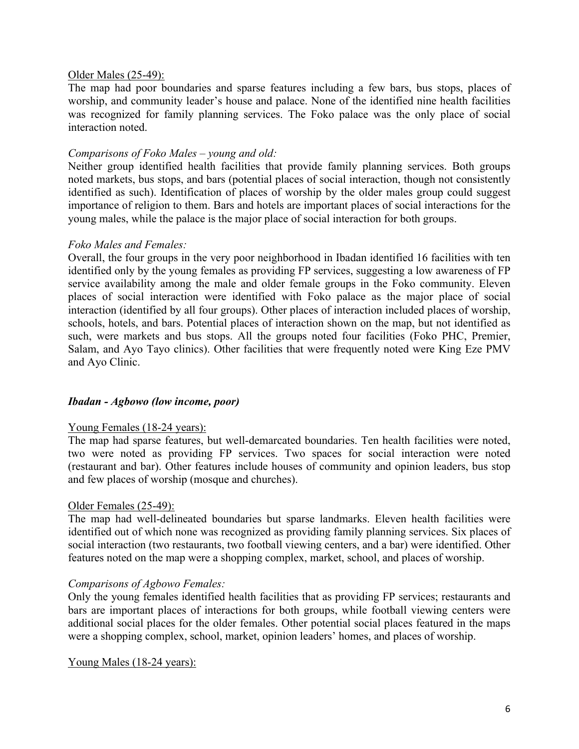Older Males (25-49):

The map had poor boundaries and sparse features including a few bars, bus stops, places of worship, and community leader's house and palace. None of the identified nine health facilities was recognized for family planning services. The Foko palace was the only place of social interaction noted.

*Comparisons of Foko Males – young and old:*

Neither group identified health facilities that provide family planning services. Both groups noted markets, bus stops, and bars (potential places of social interaction, though not consistently identified as such). Identification of places of worship by the older males group could suggest importance of religion to them. Bars and hotels are important places of social interactions for the young males, while the palace is the major place of social interaction for both groups.

*Foko Males and Females:*

Overall, the four groups in the very poor neighborhood in Ibadan identified 16 facilities with ten identified only by the young females as providing FP services, suggesting a low awareness of FP service availability among the male and older female groups in the Foko community. Eleven places of social interaction were identified with Foko palace as the major place of social interaction (identified by all four groups). Other places of interaction included places of worship, schools, hotels, and bars. Potential places of interaction shown on the map, but not identified as such, were markets and bus stops. All the groups noted four facilities (Foko PHC, Premier, Salam, and Ayo Tayo clinics). Other facilities that were frequently noted were King Eze PMV and Ayo Clinic.

### *Ibadan - Agbowo (low income, poor)*

Young Females (18-24 years):

The map had sparse features, but well-demarcated boundaries. Ten health facilities were noted, two were noted as providing FP services. Two spaces for social interaction were noted (restaurant and bar). Other features include houses of community and opinion leaders, bus stop and few places of worship (mosque and churches).

Older Females (25-49):

The map had well-delineated boundaries but sparse landmarks. Eleven health facilities were identified out of which none was recognized as providing family planning services. Six places of social interaction (two restaurants, two football viewing centers, and a bar) were identified. Other features noted on the map were a shopping complex, market, school, and places of worship.

*Comparisons of Agbowo Females:*

Only the young females identified health facilities that as providing FP services; restaurants and bars are important places of interactions for both groups, while football viewing centers were additional social places for the older females. Other potential social places featured in the maps were a shopping complex, school, market, opinion leaders' homes, and places of worship.

Young Males (18-24 years):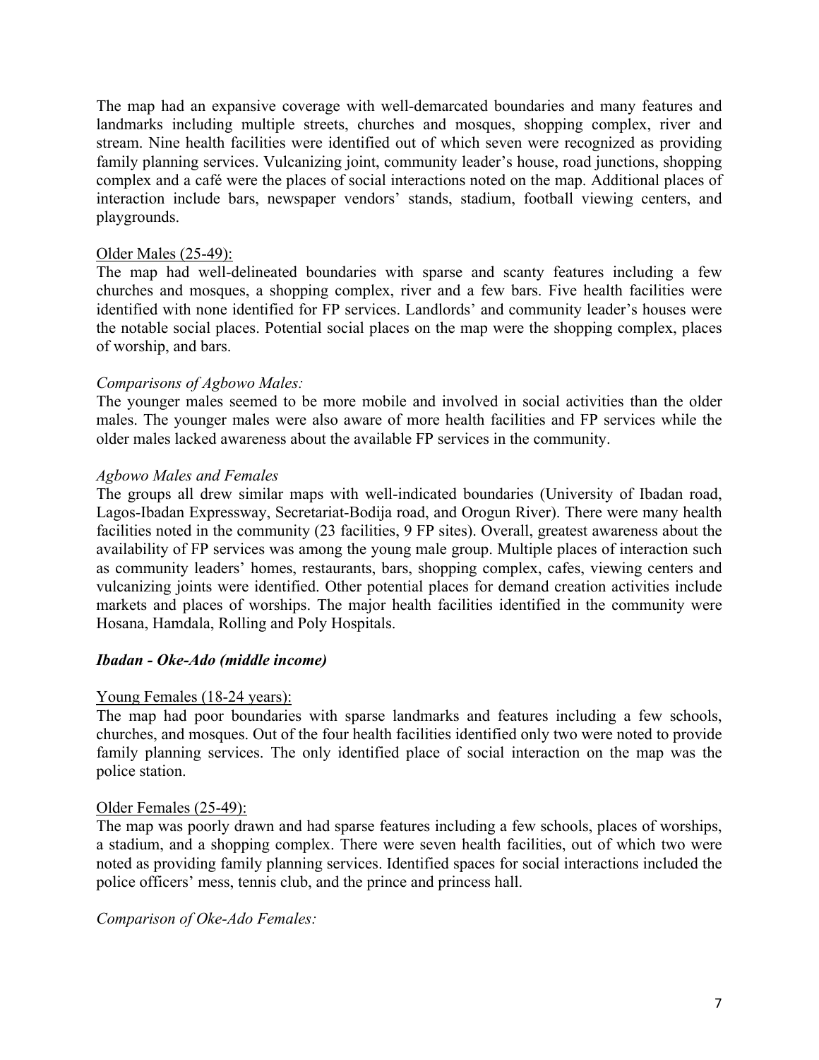The map had an expansive coverage with well-demarcated boundaries and many features and landmarks including multiple streets, churches and mosques, shopping complex, river and stream. Nine health facilities were identified out of which seven were recognized as providing family planning services. Vulcanizing joint, community leader's house, road junctions, shopping complex and a café were the places of social interactions noted on the map. Additional places of interaction include bars, newspaper vendors' stands, stadium, football viewing centers, and playgrounds.

Older Males (25-49):

The map had well-delineated boundaries with sparse and scanty features including a few churches and mosques, a shopping complex, river and a few bars. Five health facilities were identified with none identified for FP services. Landlords' and community leader's houses were the notable social places. Potential social places on the map were the shopping complex, places of worship, and bars.

*Comparisons of Agbowo Males:*

The younger males seemed to be more mobile and involved in social activities than the older males. The younger males were also aware of more health facilities and FP services while the older males lacked awareness about the available FP services in the community.

*Agbowo Males and Females*

The groups all drew similar maps with well-indicated boundaries (University of Ibadan road, Lagos-Ibadan Expressway, Secretariat-Bodija road, and Orogun River). There were many health facilities noted in the community (23 facilities, 9 FP sites). Overall, greatest awareness about the availability of FP services was among the young male group. Multiple places of interaction such as community leaders' homes, restaurants, bars, shopping complex, cafes, viewing centers and vulcanizing joints were identified. Other potential places for demand creation activities include markets and places of worships. The major health facilities identified in the community were Hosana, Hamdala, Rolling and Poly Hospitals.

***Ibadan - Oke-Ado (middle income)***

Young Females (18-24 years):

The map had poor boundaries with sparse landmarks and features including a few schools, churches, and mosques. Out of the four health facilities identified only two were noted to provide family planning services. The only identified place of social interaction on the map was the police station.

Older Females (25-49):

The map was poorly drawn and had sparse features including a few schools, places of worships, a stadium, and a shopping complex. There were seven health facilities, out of which two were noted as providing family planning services. Identified spaces for social interactions included the police officers' mess, tennis club, and the prince and princess hall.

*Comparison of Oke-Ado Females:*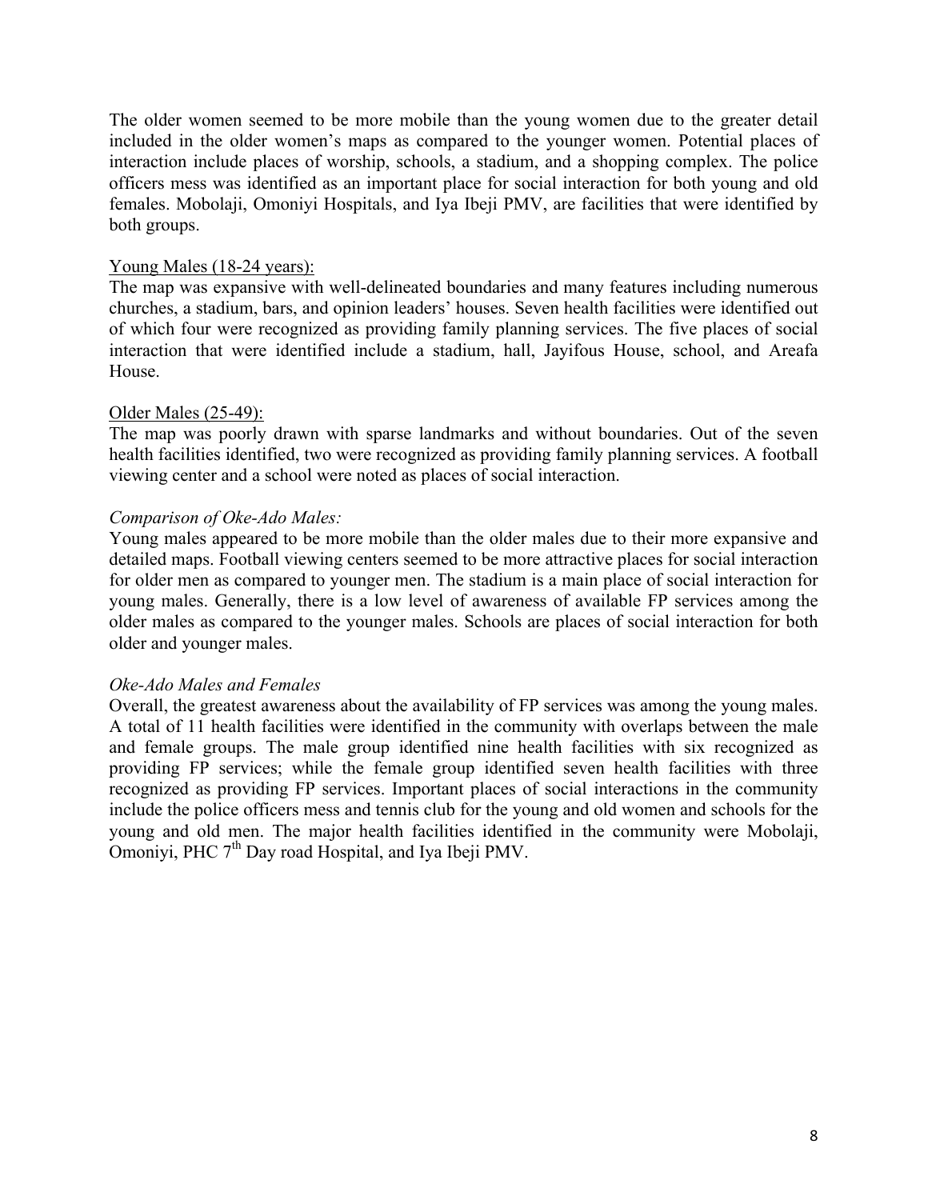The older women seemed to be more mobile than the young women due to the greater detail included in the older women's maps as compared to the younger women. Potential places of interaction include places of worship, schools, a stadium, and a shopping complex. The police officers mess was identified as an important place for social interaction for both young and old females. Mobolaji, Omoniyi Hospitals, and Iya Ibeji PMV, are facilities that were identified by both groups.

<u>Young Males (18-24 years):</u>
The map was expansive with well-delineated boundaries and many features including numerous churches, a stadium, bars, and opinion leaders' houses. Seven health facilities were identified out of which four were recognized as providing family planning services. The five places of social interaction that were identified include a stadium, hall, Jayifous House, school, and Areafa House.

<u>Older Males (25-49):</u>
The map was poorly drawn with sparse landmarks and without boundaries. Out of the seven health facilities identified, two were recognized as providing family planning services. A football viewing center and a school were noted as places of social interaction.

*Comparison of Oke-Ado Males:*
Young males appeared to be more mobile than the older males due to their more expansive and detailed maps. Football viewing centers seemed to be more attractive places for social interaction for older men as compared to younger men. The stadium is a main place of social interaction for young males. Generally, there is a low level of awareness of available FP services among the older males as compared to the younger males. Schools are places of social interaction for both older and younger males.

*Oke-Ado Males and Females*
Overall, the greatest awareness about the availability of FP services was among the young males. A total of 11 health facilities were identified in the community with overlaps between the male and female groups. The male group identified nine health facilities with six recognized as providing FP services; while the female group identified seven health facilities with three recognized as providing FP services. Important places of social interactions in the community include the police officers mess and tennis club for the young and old women and schools for the young and old men. The major health facilities identified in the community were Mobolaji, Omoniyi, PHC 7th Day road Hospital, and Iya Ibeji PMV.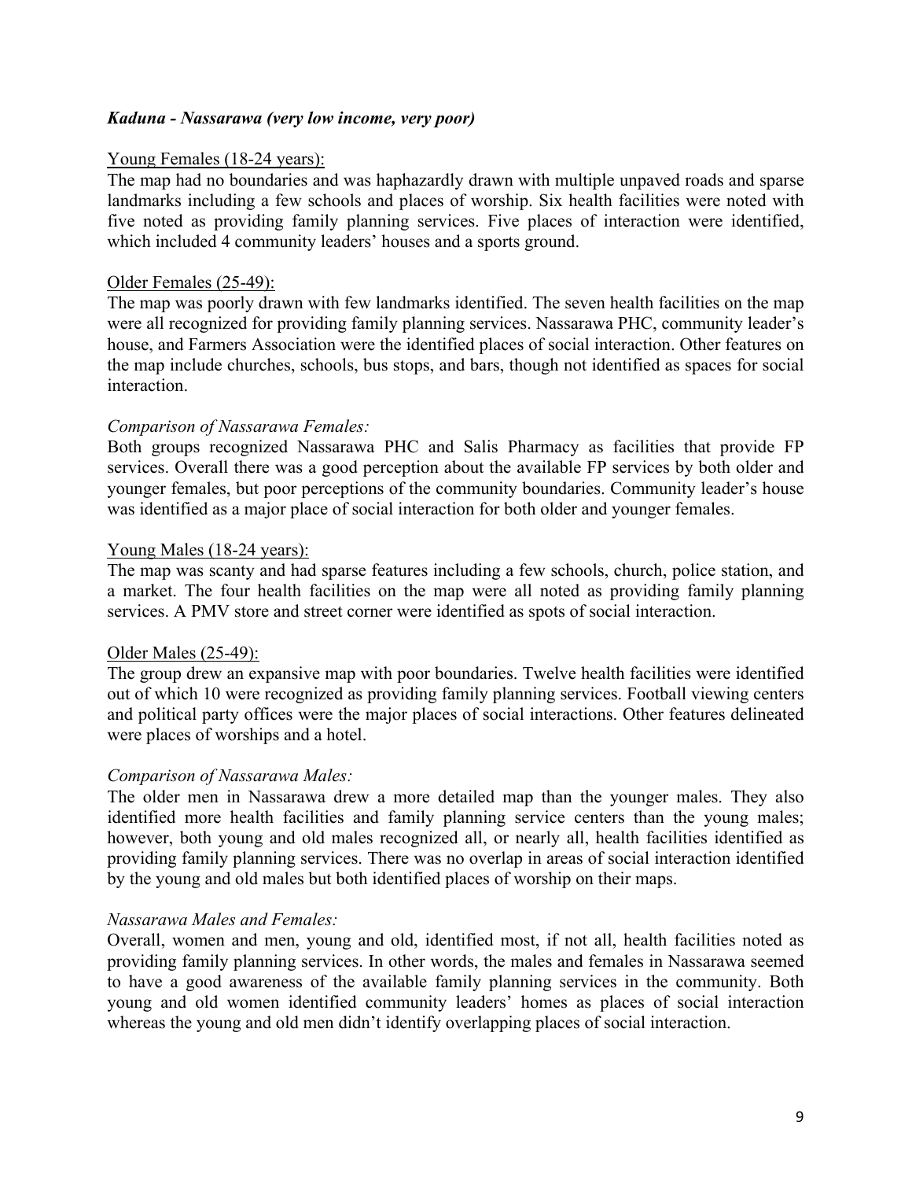### *Kaduna - Nassarawa (very low income, very poor)*

Young Females (18-24 years):

The map had no boundaries and was haphazardly drawn with multiple unpaved roads and sparse landmarks including a few schools and places of worship. Six health facilities were noted with five noted as providing family planning services. Five places of interaction were identified, which included 4 community leaders' houses and a sports ground.

Older Females (25-49):

The map was poorly drawn with few landmarks identified. The seven health facilities on the map were all recognized for providing family planning services. Nassarawa PHC, community leader's house, and Farmers Association were the identified places of social interaction. Other features on the map include churches, schools, bus stops, and bars, though not identified as spaces for social interaction.

*Comparison of Nassarawa Females:*

Both groups recognized Nassarawa PHC and Salis Pharmacy as facilities that provide FP services. Overall there was a good perception about the available FP services by both older and younger females, but poor perceptions of the community boundaries. Community leader's house was identified as a major place of social interaction for both older and younger females.

Young Males (18-24 years):

The map was scanty and had sparse features including a few schools, church, police station, and a market. The four health facilities on the map were all noted as providing family planning services. A PMV store and street corner were identified as spots of social interaction.

Older Males (25-49):

The group drew an expansive map with poor boundaries. Twelve health facilities were identified out of which 10 were recognized as providing family planning services. Football viewing centers and political party offices were the major places of social interactions. Other features delineated were places of worships and a hotel.

*Comparison of Nassarawa Males:*

The older men in Nassarawa drew a more detailed map than the younger males. They also identified more health facilities and family planning service centers than the young males; however, both young and old males recognized all, or nearly all, health facilities identified as providing family planning services. There was no overlap in areas of social interaction identified by the young and old males but both identified places of worship on their maps.

*Nassarawa Males and Females:*

Overall, women and men, young and old, identified most, if not all, health facilities noted as providing family planning services. In other words, the males and females in Nassarawa seemed to have a good awareness of the available family planning services in the community. Both young and old women identified community leaders' homes as places of social interaction whereas the young and old men didn't identify overlapping places of social interaction.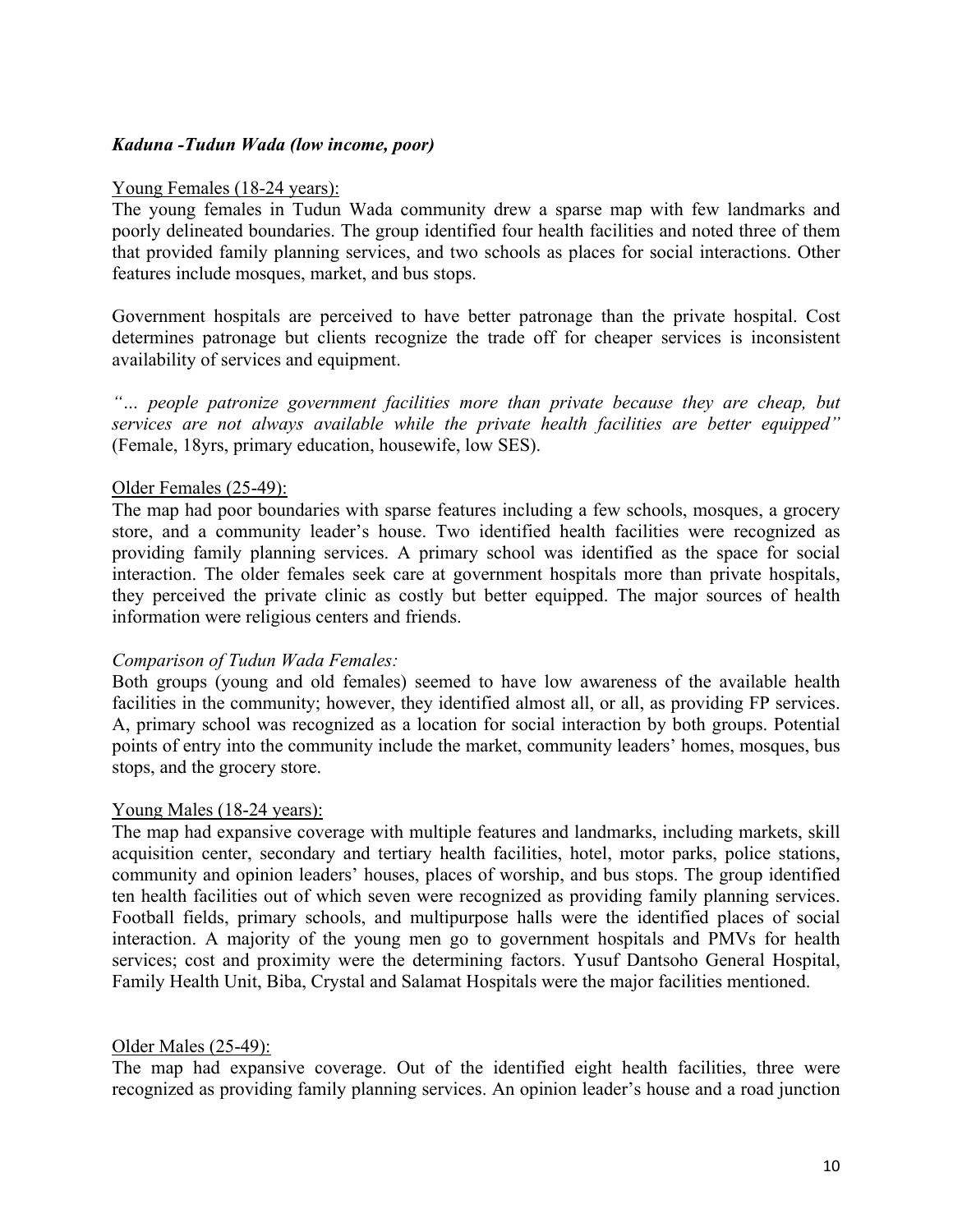***Kaduna -Tudun Wada (low income, poor)***

Young Females (18-24 years):

The young females in Tudun Wada community drew a sparse map with few landmarks and poorly delineated boundaries. The group identified four health facilities and noted three of them that provided family planning services, and two schools as places for social interactions. Other features include mosques, market, and bus stops.

Government hospitals are perceived to have better patronage than the private hospital. Cost determines patronage but clients recognize the trade off for cheaper services is inconsistent availability of services and equipment.

*"… people patronize government facilities more than private because they are cheap, but services are not always available while the private health facilities are better equipped"* (Female, 18yrs, primary education, housewife, low SES).

Older Females (25-49):

The map had poor boundaries with sparse features including a few schools, mosques, a grocery store, and a community leader's house. Two identified health facilities were recognized as providing family planning services. A primary school was identified as the space for social interaction. The older females seek care at government hospitals more than private hospitals, they perceived the private clinic as costly but better equipped. The major sources of health information were religious centers and friends.

*Comparison of Tudun Wada Females:*

Both groups (young and old females) seemed to have low awareness of the available health facilities in the community; however, they identified almost all, or all, as providing FP services. A, primary school was recognized as a location for social interaction by both groups. Potential points of entry into the community include the market, community leaders' homes, mosques, bus stops, and the grocery store.

Young Males (18-24 years):

The map had expansive coverage with multiple features and landmarks, including markets, skill acquisition center, secondary and tertiary health facilities, hotel, motor parks, police stations, community and opinion leaders' houses, places of worship, and bus stops. The group identified ten health facilities out of which seven were recognized as providing family planning services. Football fields, primary schools, and multipurpose halls were the identified places of social interaction. A majority of the young men go to government hospitals and PMVs for health services; cost and proximity were the determining factors. Yusuf Dantsoho General Hospital, Family Health Unit, Biba, Crystal and Salamat Hospitals were the major facilities mentioned.

Older Males (25-49):

The map had expansive coverage. Out of the identified eight health facilities, three were recognized as providing family planning services. An opinion leader's house and a road junction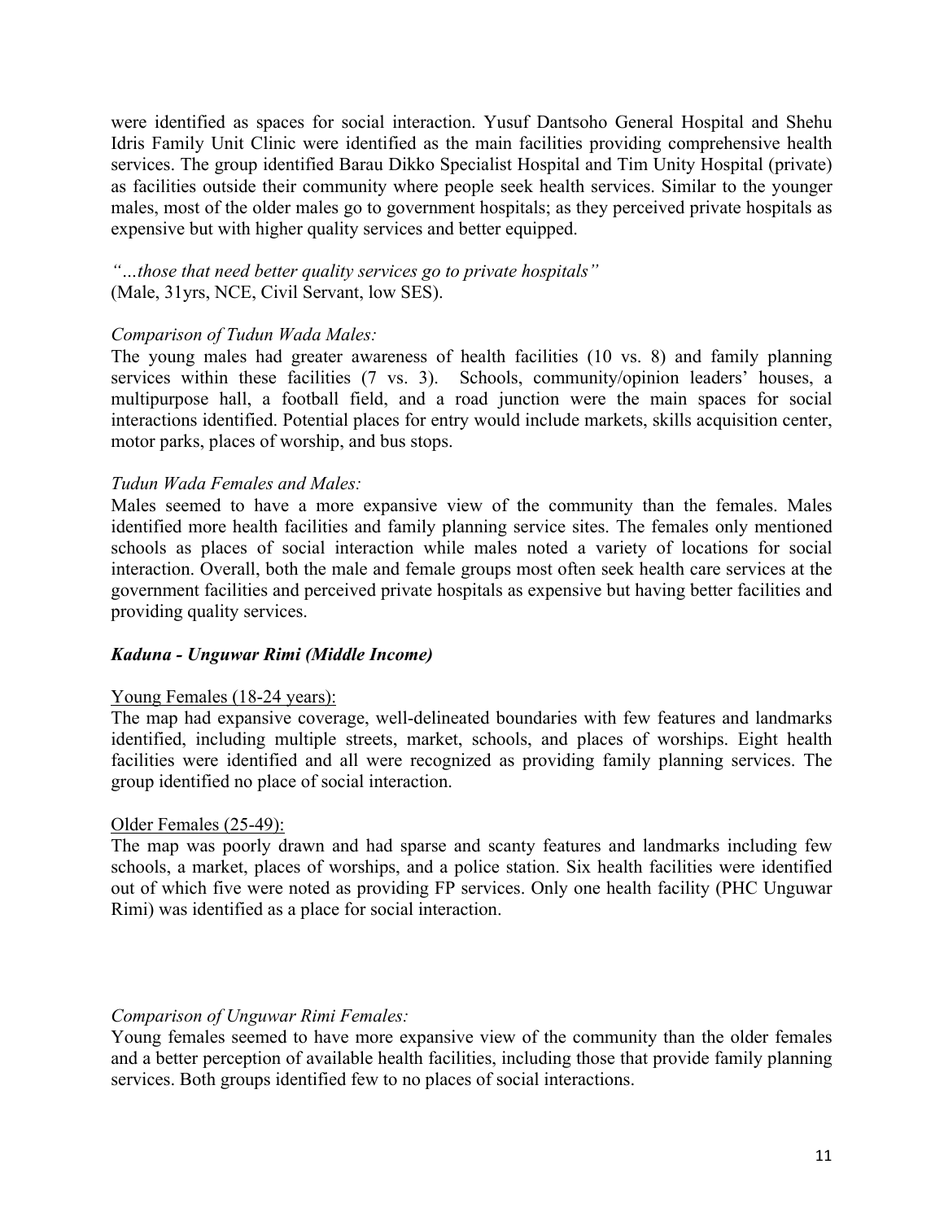were identified as spaces for social interaction. Yusuf Dantsoho General Hospital and Shehu Idris Family Unit Clinic were identified as the main facilities providing comprehensive health services. The group identified Barau Dikko Specialist Hospital and Tim Unity Hospital (private) as facilities outside their community where people seek health services. Similar to the younger males, most of the older males go to government hospitals; as they perceived private hospitals as expensive but with higher quality services and better equipped.

*"…those that need better quality services go to private hospitals"*
(Male, 31yrs, NCE, Civil Servant, low SES).

*Comparison of Tudun Wada Males:*
The young males had greater awareness of health facilities (10 vs. 8) and family planning services within these facilities (7 vs. 3). Schools, community/opinion leaders' houses, a multipurpose hall, a football field, and a road junction were the main spaces for social interactions identified. Potential places for entry would include markets, skills acquisition center, motor parks, places of worship, and bus stops.

*Tudun Wada Females and Males:*
Males seemed to have a more expansive view of the community than the females. Males identified more health facilities and family planning service sites. The females only mentioned schools as places of social interaction while males noted a variety of locations for social interaction. Overall, both the male and female groups most often seek health care services at the government facilities and perceived private hospitals as expensive but having better facilities and providing quality services.

***Kaduna - Unguwar Rimi (Middle Income)***

Young Females (18-24 years):
The map had expansive coverage, well-delineated boundaries with few features and landmarks identified, including multiple streets, market, schools, and places of worships. Eight health facilities were identified and all were recognized as providing family planning services. The group identified no place of social interaction.

Older Females (25-49):
The map was poorly drawn and had sparse and scanty features and landmarks including few schools, a market, places of worships, and a police station. Six health facilities were identified out of which five were noted as providing FP services. Only one health facility (PHC Unguwar Rimi) was identified as a place for social interaction.

*Comparison of Unguwar Rimi Females:*
Young females seemed to have more expansive view of the community than the older females and a better perception of available health facilities, including those that provide family planning services. Both groups identified few to no places of social interactions.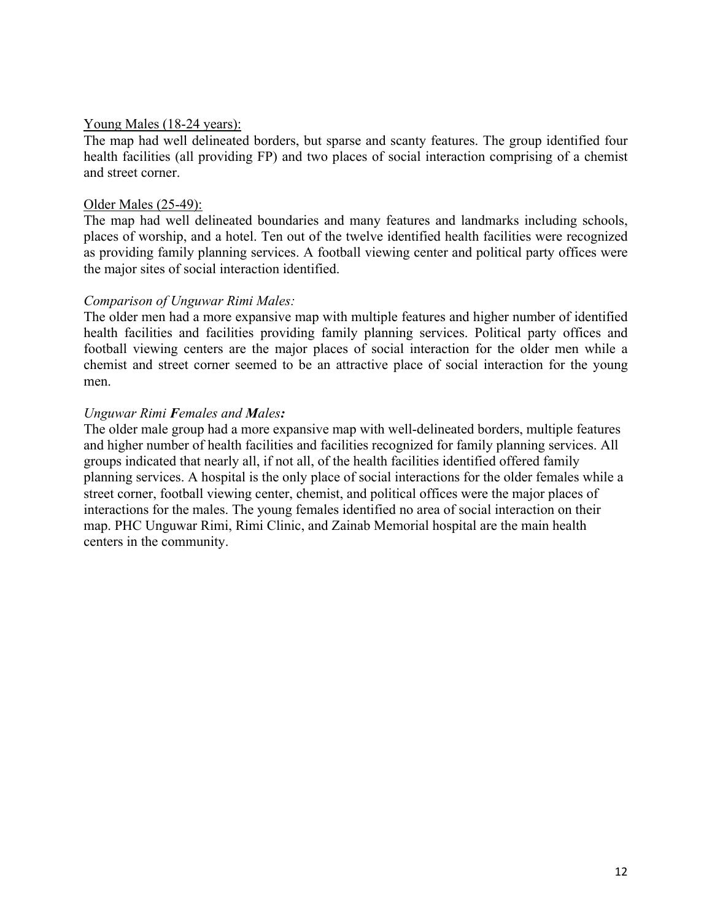Young Males (18-24 years):

The map had well delineated borders, but sparse and scanty features. The group identified four health facilities (all providing FP) and two places of social interaction comprising of a chemist and street corner.

Older Males (25-49):

The map had well delineated boundaries and many features and landmarks including schools, places of worship, and a hotel. Ten out of the twelve identified health facilities were recognized as providing family planning services. A football viewing center and political party offices were the major sites of social interaction identified.

*Comparison of Unguwar Rimi Males:*

The older men had a more expansive map with multiple features and higher number of identified health facilities and facilities providing family planning services. Political party offices and football viewing centers are the major places of social interaction for the older men while a chemist and street corner seemed to be an attractive place of social interaction for the young men.

*Unguwar Rimi **F**emales and **M**ales**:***

The older male group had a more expansive map with well-delineated borders, multiple features and higher number of health facilities and facilities recognized for family planning services. All groups indicated that nearly all, if not all, of the health facilities identified offered family planning services. A hospital is the only place of social interactions for the older females while a street corner, football viewing center, chemist, and political offices were the major places of interactions for the males. The young females identified no area of social interaction on their map. PHC Unguwar Rimi, Rimi Clinic, and Zainab Memorial hospital are the main health centers in the community.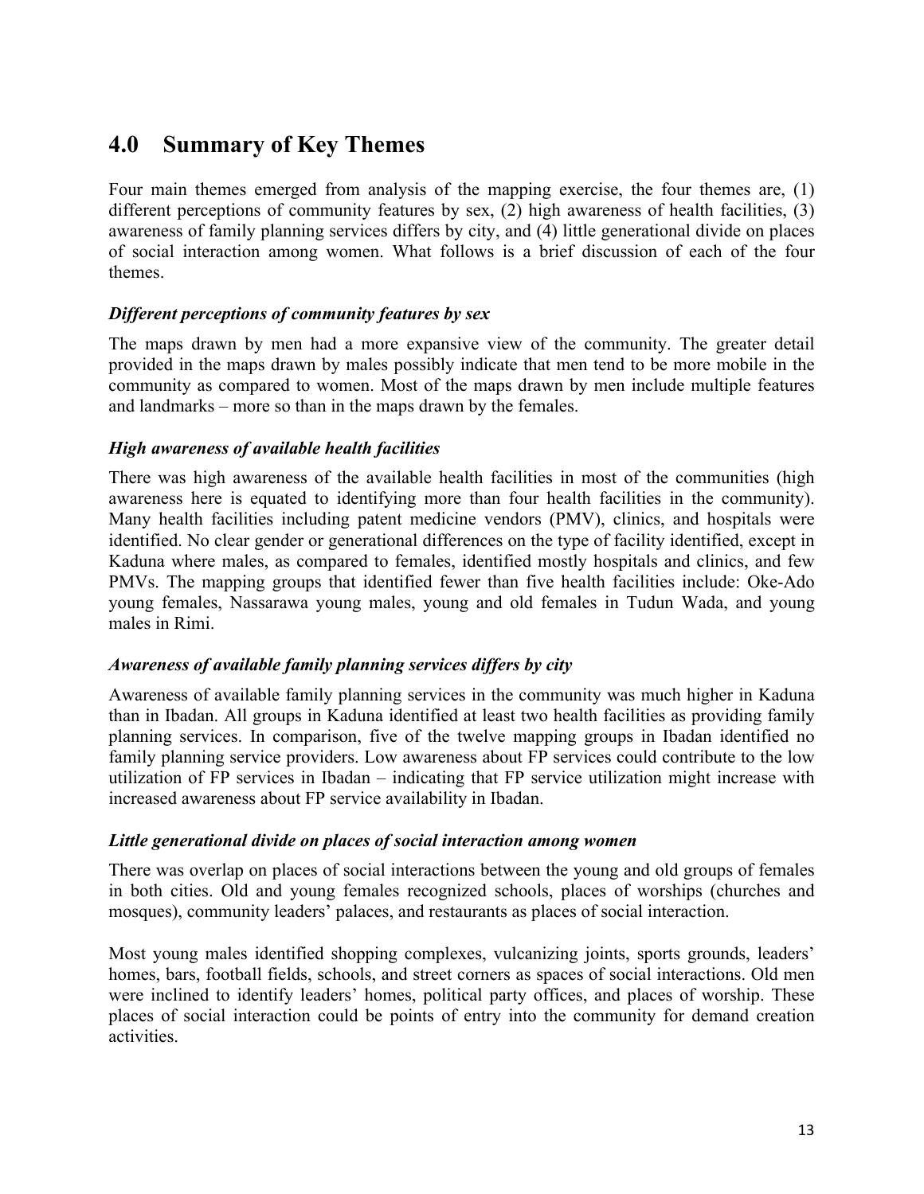## 4.0 Summary of Key Themes

Four main themes emerged from analysis of the mapping exercise, the four themes are, (1) different perceptions of community features by sex, (2) high awareness of health facilities, (3) awareness of family planning services differs by city, and (4) little generational divide on places of social interaction among women. What follows is a brief discussion of each of the four themes.

### *Different perceptions of community features by sex*

The maps drawn by men had a more expansive view of the community. The greater detail provided in the maps drawn by males possibly indicate that men tend to be more mobile in the community as compared to women. Most of the maps drawn by men include multiple features and landmarks – more so than in the maps drawn by the females.

### *High awareness of available health facilities*

There was high awareness of the available health facilities in most of the communities (high awareness here is equated to identifying more than four health facilities in the community). Many health facilities including patent medicine vendors (PMV), clinics, and hospitals were identified. No clear gender or generational differences on the type of facility identified, except in Kaduna where males, as compared to females, identified mostly hospitals and clinics, and few PMVs. The mapping groups that identified fewer than five health facilities include: Oke-Ado young females, Nassarawa young males, young and old females in Tudun Wada, and young males in Rimi.

### *Awareness of available family planning services differs by city*

Awareness of available family planning services in the community was much higher in Kaduna than in Ibadan. All groups in Kaduna identified at least two health facilities as providing family planning services. In comparison, five of the twelve mapping groups in Ibadan identified no family planning service providers. Low awareness about FP services could contribute to the low utilization of FP services in Ibadan – indicating that FP service utilization might increase with increased awareness about FP service availability in Ibadan.

### *Little generational divide on places of social interaction among women*

There was overlap on places of social interactions between the young and old groups of females in both cities. Old and young females recognized schools, places of worships (churches and mosques), community leaders' palaces, and restaurants as places of social interaction.

Most young males identified shopping complexes, vulcanizing joints, sports grounds, leaders' homes, bars, football fields, schools, and street corners as spaces of social interactions. Old men were inclined to identify leaders' homes, political party offices, and places of worship. These places of social interaction could be points of entry into the community for demand creation activities.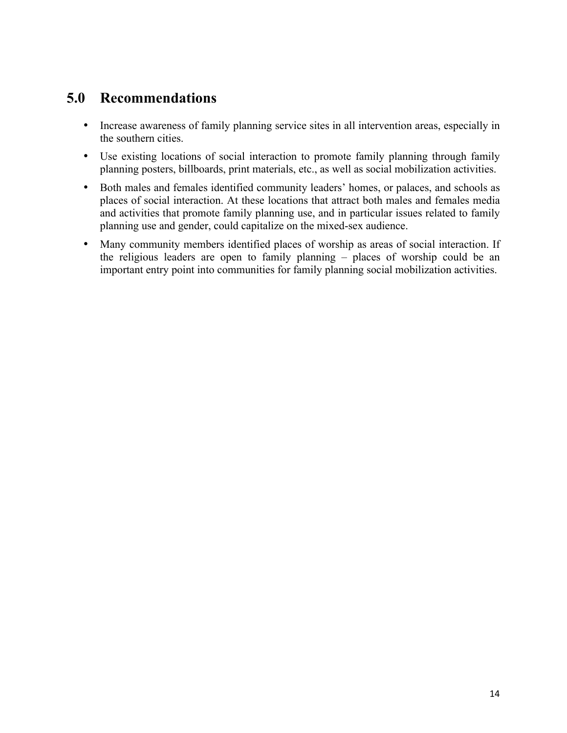## 5.0 Recommendations

- Increase awareness of family planning service sites in all intervention areas, especially in the southern cities.
- Use existing locations of social interaction to promote family planning through family planning posters, billboards, print materials, etc., as well as social mobilization activities.
- Both males and females identified community leaders' homes, or palaces, and schools as places of social interaction. At these locations that attract both males and females media and activities that promote family planning use, and in particular issues related to family planning use and gender, could capitalize on the mixed-sex audience.
- Many community members identified places of worship as areas of social interaction. If the religious leaders are open to family planning – places of worship could be an important entry point into communities for family planning social mobilization activities.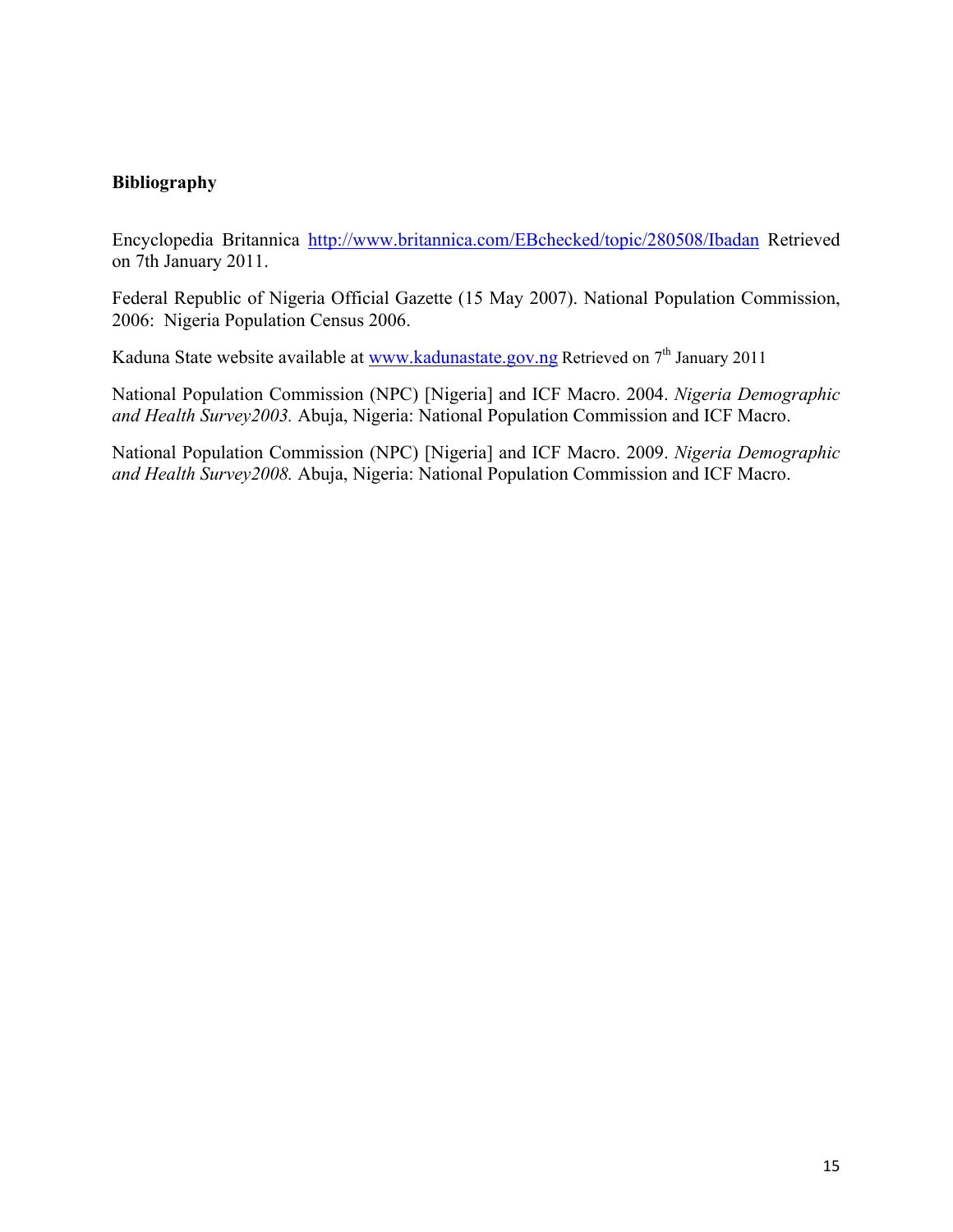## Bibliography

Encyclopedia Britannica http://www.britannica.com/EBchecked/topic/280508/Ibadan Retrieved on 7th January 2011.

Federal Republic of Nigeria Official Gazette (15 May 2007). National Population Commission, 2006: Nigeria Population Census 2006.

Kaduna State website available at www.kadunastate.gov.ng Retrieved on 7th January 2011

National Population Commission (NPC) [Nigeria] and ICF Macro. 2004. *Nigeria Demographic and Health Survey2003.* Abuja, Nigeria: National Population Commission and ICF Macro.

National Population Commission (NPC) [Nigeria] and ICF Macro. 2009. *Nigeria Demographic and Health Survey2008.* Abuja, Nigeria: National Population Commission and ICF Macro.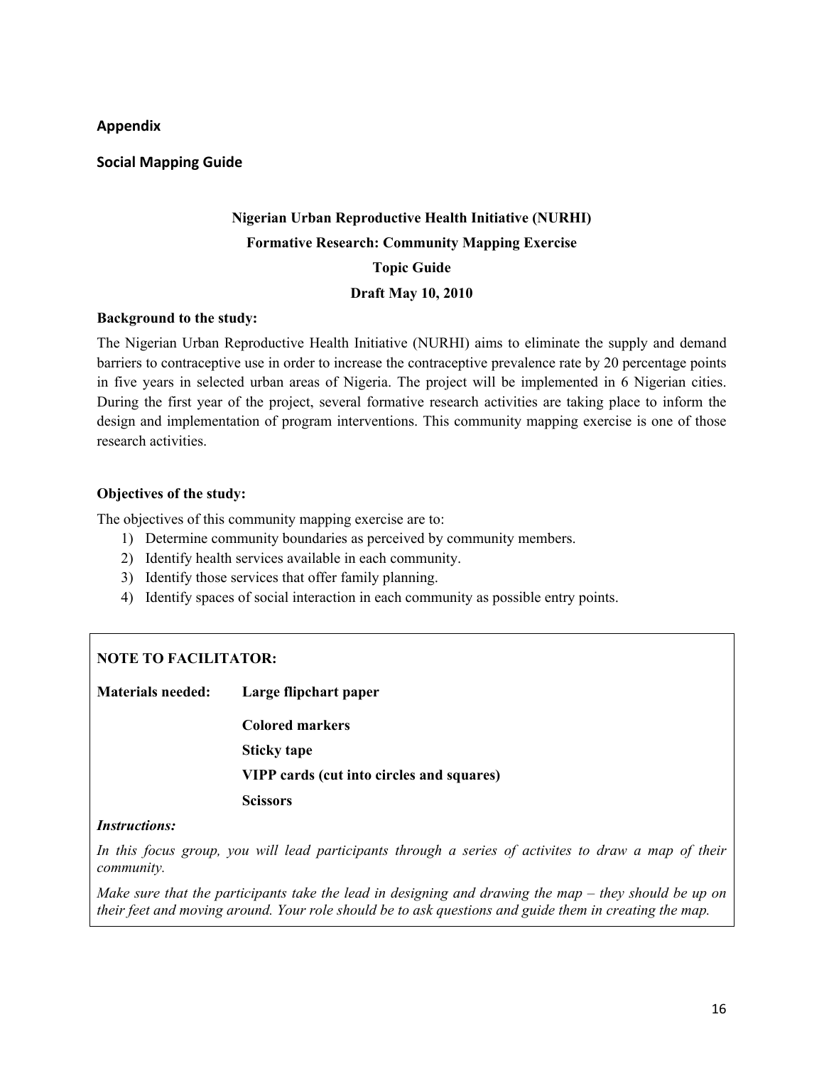## Appendix

### Social Mapping Guide

**Nigerian Urban Reproductive Health Initiative (NURHI)**

**Formative Research: Community Mapping Exercise**

**Topic Guide**

**Draft May 10, 2010**

**Background to the study:**

The Nigerian Urban Reproductive Health Initiative (NURHI) aims to eliminate the supply and demand barriers to contraceptive use in order to increase the contraceptive prevalence rate by 20 percentage points in five years in selected urban areas of Nigeria. The project will be implemented in 6 Nigerian cities. During the first year of the project, several formative research activities are taking place to inform the design and implementation of program interventions. This community mapping exercise is one of those research activities.

**Objectives of the study:**

The objectives of this community mapping exercise are to:

1) Determine community boundaries as perceived by community members.
2) Identify health services available in each community.
3) Identify those services that offer family planning.
4) Identify spaces of social interaction in each community as possible entry points.

**NOTE TO FACILITATOR:**

**Materials needed:** **Large flipchart paper**

**Colored markers**

**Sticky tape**

**VIPP cards (cut into circles and squares)**

**Scissors**

***Instructions:***

*In this focus group, you will lead participants through a series of activites to draw a map of their community.*

*Make sure that the participants take the lead in designing and drawing the map – they should be up on their feet and moving around. Your role should be to ask questions and guide them in creating the map.*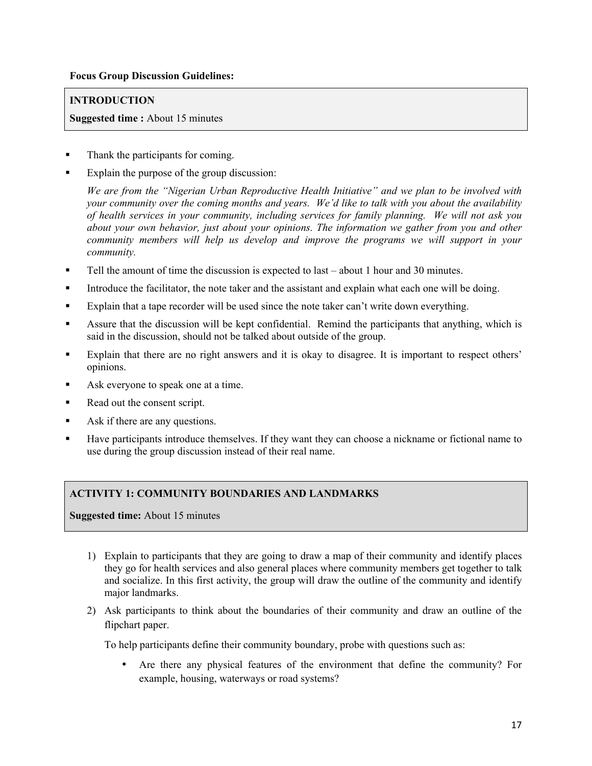**Focus Group Discussion Guidelines:**

**INTRODUCTION**

**Suggested time :** About 15 minutes

- Thank the participants for coming.
- Explain the purpose of the group discussion:

  *We are from the "Nigerian Urban Reproductive Health Initiative" and we plan to be involved with your community over the coming months and years. We'd like to talk with you about the availability of health services in your community, including services for family planning. We will not ask you about your own behavior, just about your opinions. The information we gather from you and other community members will help us develop and improve the programs we will support in your community.*

- Tell the amount of time the discussion is expected to last – about 1 hour and 30 minutes.
- Introduce the facilitator, the note taker and the assistant and explain what each one will be doing.
- Explain that a tape recorder will be used since the note taker can't write down everything.
- Assure that the discussion will be kept confidential. Remind the participants that anything, which is said in the discussion, should not be talked about outside of the group.
- Explain that there are no right answers and it is okay to disagree. It is important to respect others' opinions.
- Ask everyone to speak one at a time.
- Read out the consent script.
- Ask if there are any questions.
- Have participants introduce themselves. If they want they can choose a nickname or fictional name to use during the group discussion instead of their real name.

**ACTIVITY 1: COMMUNITY BOUNDARIES AND LANDMARKS**

**Suggested time:** About 15 minutes

1) Explain to participants that they are going to draw a map of their community and identify places they go for health services and also general places where community members get together to talk and socialize. In this first activity, the group will draw the outline of the community and identify major landmarks.
2) Ask participants to think about the boundaries of their community and draw an outline of the flipchart paper.

   To help participants define their community boundary, probe with questions such as:

   - Are there any physical features of the environment that define the community? For example, housing, waterways or road systems?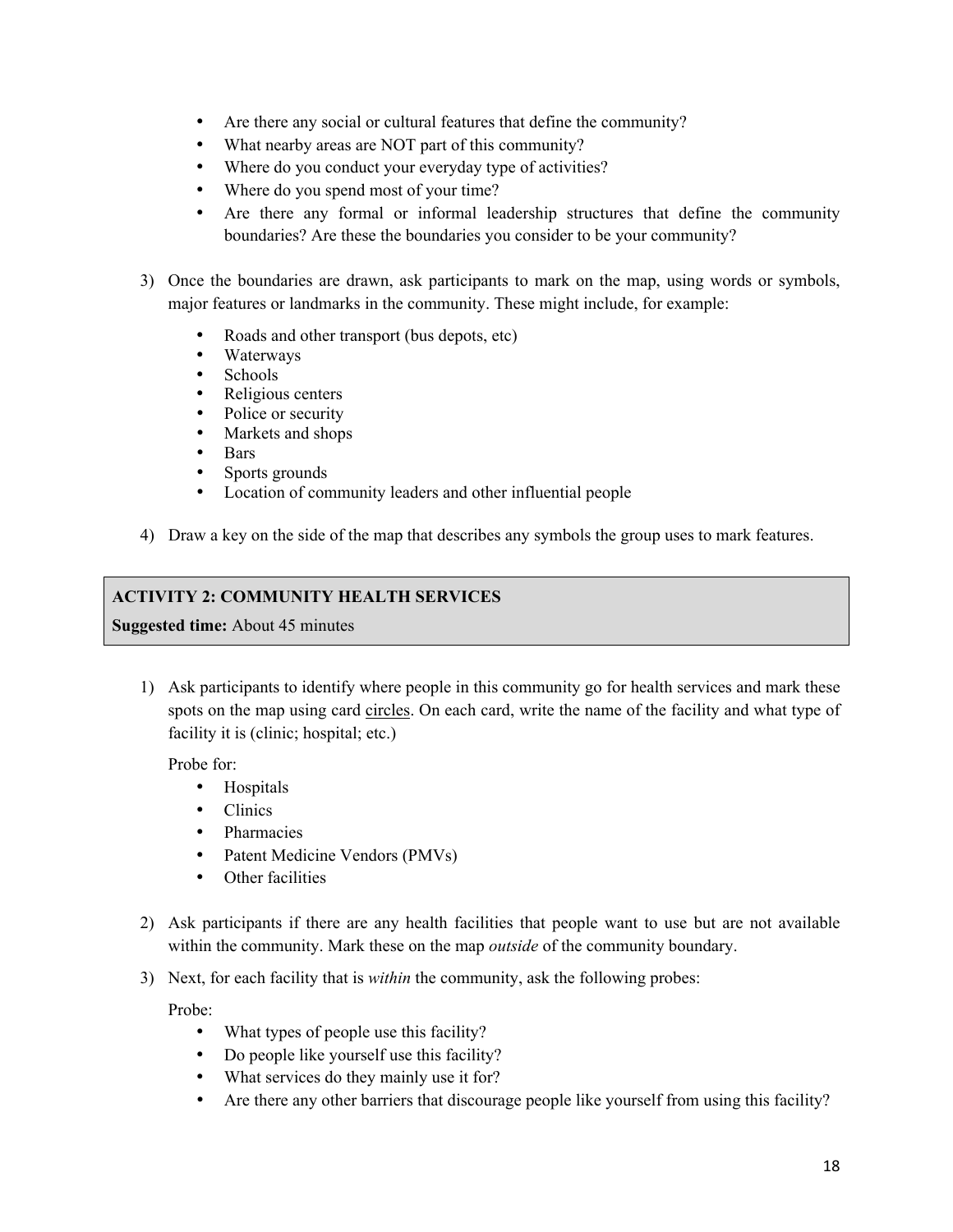- Are there any social or cultural features that define the community?
- What nearby areas are NOT part of this community?
- Where do you conduct your everyday type of activities?
- Where do you spend most of your time?
- Are there any formal or informal leadership structures that define the community boundaries? Are these the boundaries you consider to be your community?

3) Once the boundaries are drawn, ask participants to mark on the map, using words or symbols, major features or landmarks in the community. These might include, for example:

   - Roads and other transport (bus depots, etc)
   - Waterways
   - Schools
   - Religious centers
   - Police or security
   - Markets and shops
   - Bars
   - Sports grounds
   - Location of community leaders and other influential people

4) Draw a key on the side of the map that describes any symbols the group uses to mark features.

**ACTIVITY 2: COMMUNITY HEALTH SERVICES**

**Suggested time:** About 45 minutes

1) Ask participants to identify where people in this community go for health services and mark these spots on the map using card <u>circles</u>. On each card, write the name of the facility and what type of facility it is (clinic; hospital; etc.)

   Probe for:
   - Hospitals
   - Clinics
   - Pharmacies
   - Patent Medicine Vendors (PMVs)
   - Other facilities

2) Ask participants if there are any health facilities that people want to use but are not available within the community. Mark these on the map *outside* of the community boundary.

3) Next, for each facility that is *within* the community, ask the following probes:

   Probe:
   - What types of people use this facility?
   - Do people like yourself use this facility?
   - What services do they mainly use it for?
   - Are there any other barriers that discourage people like yourself from using this facility?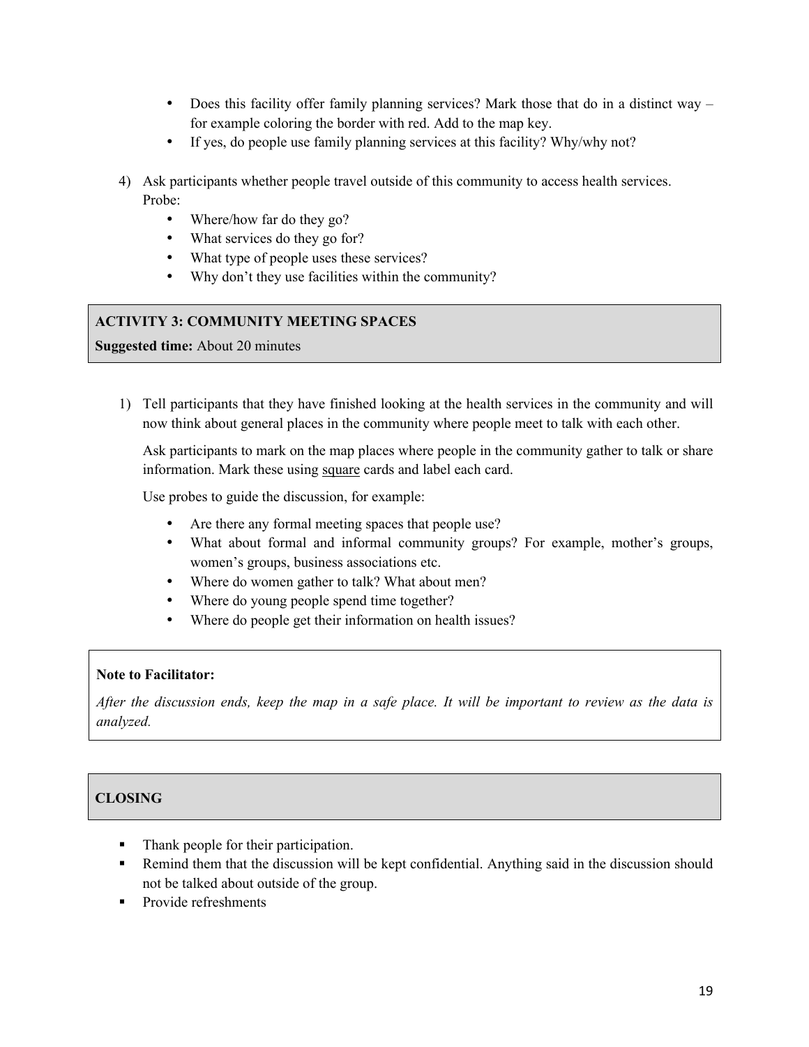- Does this facility offer family planning services? Mark those that do in a distinct way – for example coloring the border with red. Add to the map key.
- If yes, do people use family planning services at this facility? Why/why not?

4) Ask participants whether people travel outside of this community to access health services. Probe:
    - Where/how far do they go?
    - What services do they go for?
    - What type of people uses these services?
    - Why don't they use facilities within the community?

## ACTIVITY 3: COMMUNITY MEETING SPACES

**Suggested time:** About 20 minutes

1) Tell participants that they have finished looking at the health services in the community and will now think about general places in the community where people meet to talk with each other.

   Ask participants to mark on the map places where people in the community gather to talk or share information. Mark these using <u>square</u> cards and label each card.

   Use probes to guide the discussion, for example:

    - Are there any formal meeting spaces that people use?
    - What about formal and informal community groups? For example, mother's groups, women's groups, business associations etc.
    - Where do women gather to talk? What about men?
    - Where do young people spend time together?
    - Where do people get their information on health issues?

**Note to Facilitator:**

*After the discussion ends, keep the map in a safe place. It will be important to review as the data is analyzed.*

## CLOSING

- Thank people for their participation.
- Remind them that the discussion will be kept confidential. Anything said in the discussion should not be talked about outside of the group.
- Provide refreshments